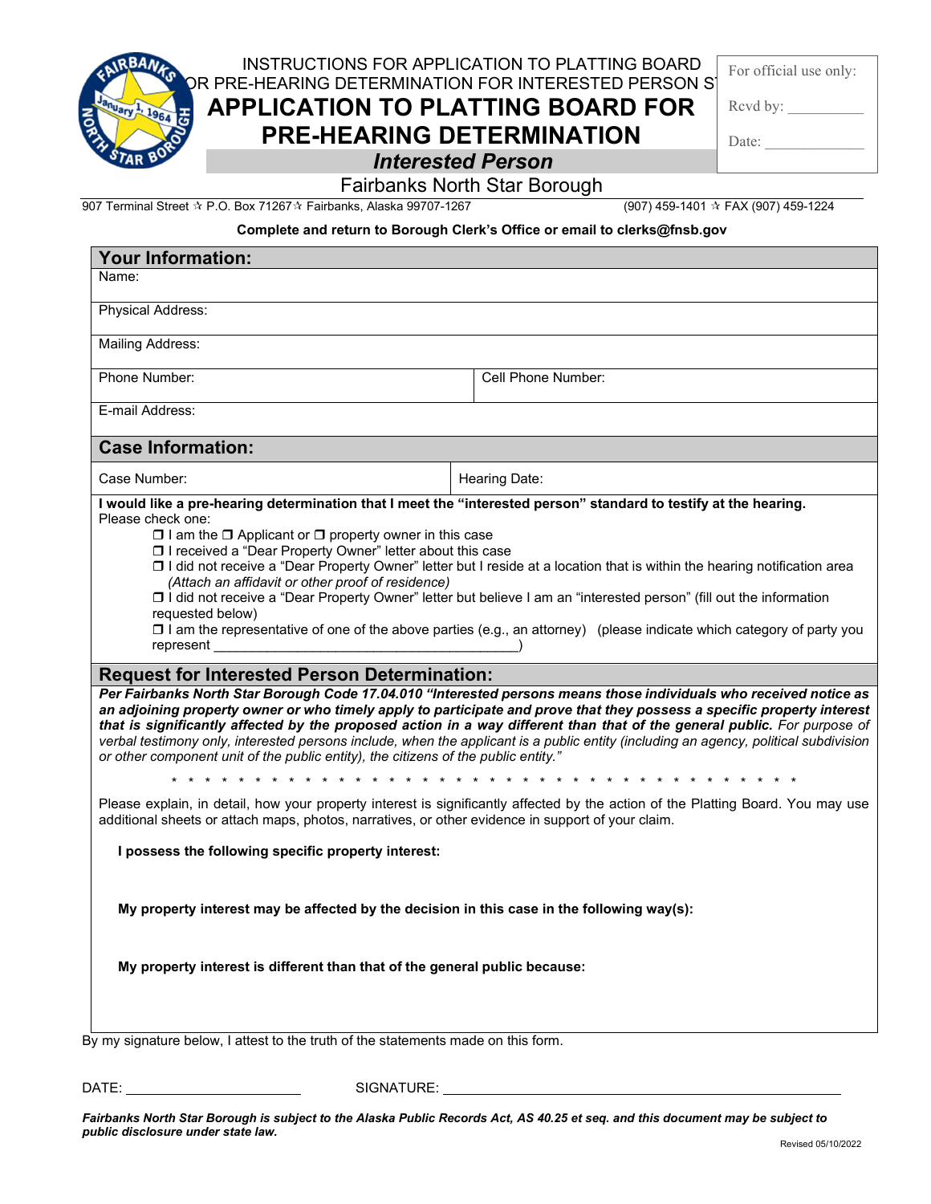INSTRUCTIONS FOR APPLICATION TO PLATTING BOARD FOR PRE-HEARING DETERMINATION FOR INTERESTED PERSON S

# APPLICATION TO PLATTING BOARD FOR PRE-HEARING DETERMINATION

## *Interested Person*

Fairbanks North Star Borough

907 Terminal Street ✰ P.O. Box 71267✰ Fairbanks, Alaska 99707-1267 (907) 459-1401 ✰ FAX (907) 459-1224

For official use only:

Rcvd by: __________

Date: _____________

**Complete and return to Borough Clerk's Office or email to clerks@fnsb.gov**

## Your Information:

Name:

Physical Address:

Mailing Address:

| Phone Number: | Cell Phone Number: |
|---|---|

E-mail Address:

## Case Information:

| Case Number: | Hearing Date: |
|---|---|

**I would like a pre-hearing determination that I meet the "interested person" standard to testify at the hearing.**
Please check one:

- ☐ I am the ☐ Applicant or ☐ property owner in this case
- ☐ I received a "Dear Property Owner" letter about this case
- ☐ I did not receive a "Dear Property Owner" letter but I reside at a location that is within the hearing notification area *(Attach an affidavit or other proof of residence)*
- ☐ I did not receive a "Dear Property Owner" letter but believe I am an "interested person" (fill out the information requested below)
- ☐ I am the representative of one of the above parties (e.g., an attorney) (please indicate which category of party you represent ________________________________________)

## Request for Interested Person Determination:

***Per Fairbanks North Star Borough Code 17.04.010 "Interested persons means those individuals who received notice as an adjoining property owner or who timely apply to participate and prove that they possess a specific property interest that is significantly affected by the proposed action in a way different than that of the general public.*** *For purpose of verbal testimony only, interested persons include, when the applicant is a public entity (including an agency, political subdivision or other component unit of the public entity), the citizens of the public entity."*

\* \* \* \* \* \* \* \* \* \* \* \* \* \* \* \* \* \* \* \* \* \* \* \* \* \* \* \* \* \* \* \* \* \* \* \* \* \* \*

Please explain, in detail, how your property interest is significantly affected by the action of the Platting Board. You may use additional sheets or attach maps, photos, narratives, or other evidence in support of your claim.

**I possess the following specific property interest:**

**My property interest may be affected by the decision in this case in the following way(s):**

**My property interest is different than that of the general public because:**

By my signature below, I attest to the truth of the statements made on this form.

DATE: ______________________ SIGNATURE: ________________________________________________

***Fairbanks North Star Borough is subject to the Alaska Public Records Act, AS 40.25 et seq. and this document may be subject to public disclosure under state law.***

Revised 05/10/2022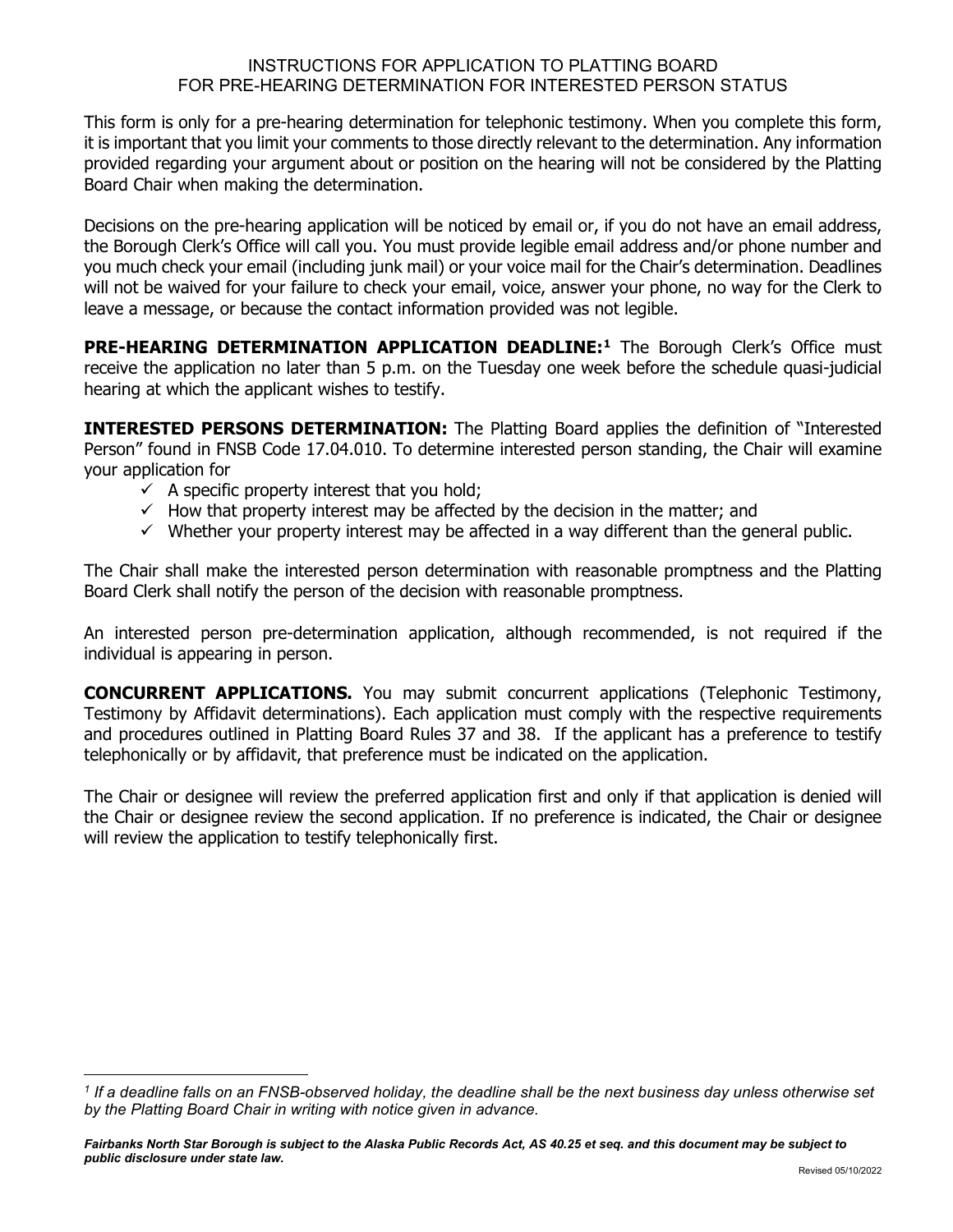# INSTRUCTIONS FOR APPLICATION TO PLATTING BOARD FOR PRE-HEARING DETERMINATION FOR INTERESTED PERSON STATUS

This form is only for a pre-hearing determination for telephonic testimony. When you complete this form, it is important that you limit your comments to those directly relevant to the determination. Any information provided regarding your argument about or position on the hearing will not be considered by the Platting Board Chair when making the determination.

Decisions on the pre-hearing application will be noticed by email or, if you do not have an email address, the Borough Clerk's Office will call you. You must provide legible email address and/or phone number and you much check your email (including junk mail) or your voice mail for the Chair's determination. Deadlines will not be waived for your failure to check your email, voice, answer your phone, no way for the Clerk to leave a message, or because the contact information provided was not legible.

**PRE-HEARING DETERMINATION APPLICATION DEADLINE:[1]** The Borough Clerk's Office must receive the application no later than 5 p.m. on the Tuesday one week before the schedule quasi-judicial hearing at which the applicant wishes to testify.

**INTERESTED PERSONS DETERMINATION:** The Platting Board applies the definition of "Interested Person" found in FNSB Code 17.04.010. To determine interested person standing, the Chair will examine your application for

- ✓ A specific property interest that you hold;
- ✓ How that property interest may be affected by the decision in the matter; and
- ✓ Whether your property interest may be affected in a way different than the general public.

The Chair shall make the interested person determination with reasonable promptness and the Platting Board Clerk shall notify the person of the decision with reasonable promptness.

An interested person pre-determination application, although recommended, is not required if the individual is appearing in person.

**CONCURRENT APPLICATIONS.** You may submit concurrent applications (Telephonic Testimony, Testimony by Affidavit determinations). Each application must comply with the respective requirements and procedures outlined in Platting Board Rules 37 and 38. If the applicant has a preference to testify telephonically or by affidavit, that preference must be indicated on the application.

The Chair or designee will review the preferred application first and only if that application is denied will the Chair or designee review the second application. If no preference is indicated, the Chair or designee will review the application to testify telephonically first.

---

*[1] If a deadline falls on an FNSB-observed holiday, the deadline shall be the next business day unless otherwise set by the Platting Board Chair in writing with notice given in advance.*

***Fairbanks North Star Borough is subject to the Alaska Public Records Act, AS 40.25 et seq. and this document may be subject to public disclosure under state law.***

Revised 05/10/2022